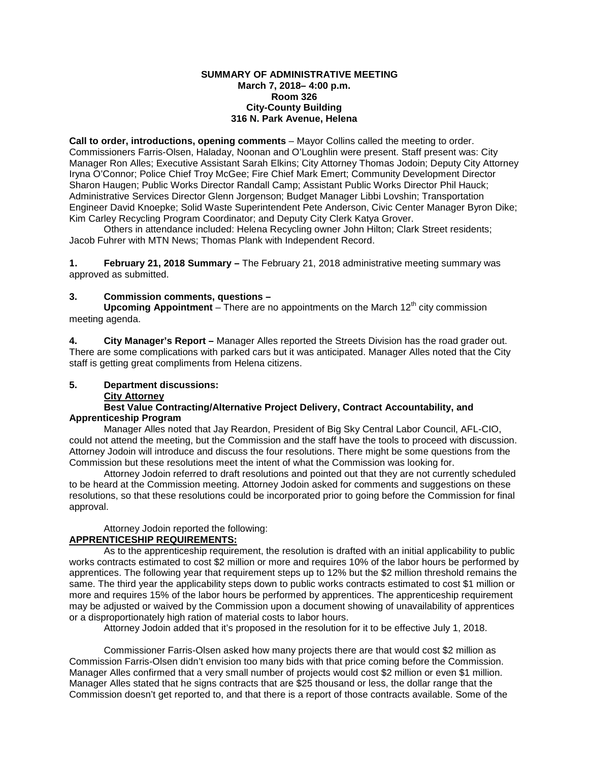**SUMMARY OF ADMINISTRATIVE MEETING**
**March 7, 2018– 4:00 p.m.**
**Room 326**
**City-County Building**
**316 N. Park Avenue, Helena**

**Call to order, introductions, opening comments** – Mayor Collins called the meeting to order. Commissioners Farris-Olsen, Haladay, Noonan and O'Loughlin were present. Staff present was: City Manager Ron Alles; Executive Assistant Sarah Elkins; City Attorney Thomas Jodoin; Deputy City Attorney Iryna O'Connor; Police Chief Troy McGee; Fire Chief Mark Emert; Community Development Director Sharon Haugen; Public Works Director Randall Camp; Assistant Public Works Director Phil Hauck; Administrative Services Director Glenn Jorgenson; Budget Manager Libbi Lovshin; Transportation Engineer David Knoepke; Solid Waste Superintendent Pete Anderson, Civic Center Manager Byron Dike; Kim Carley Recycling Program Coordinator; and Deputy City Clerk Katya Grover.

Others in attendance included: Helena Recycling owner John Hilton; Clark Street residents; Jacob Fuhrer with MTN News; Thomas Plank with Independent Record.

**1. February 21, 2018 Summary –** The February 21, 2018 administrative meeting summary was approved as submitted.

**3. Commission comments, questions –**

**Upcoming Appointment** – There are no appointments on the March 12th city commission meeting agenda.

**4. City Manager's Report –** Manager Alles reported the Streets Division has the road grader out. There are some complications with parked cars but it was anticipated. Manager Alles noted that the City staff is getting great compliments from Helena citizens.

**5. Department discussions:**

**City Attorney**

**Best Value Contracting/Alternative Project Delivery, Contract Accountability, and Apprenticeship Program**

Manager Alles noted that Jay Reardon, President of Big Sky Central Labor Council, AFL-CIO, could not attend the meeting, but the Commission and the staff have the tools to proceed with discussion. Attorney Jodoin will introduce and discuss the four resolutions. There might be some questions from the Commission but these resolutions meet the intent of what the Commission was looking for.

Attorney Jodoin referred to draft resolutions and pointed out that they are not currently scheduled to be heard at the Commission meeting. Attorney Jodoin asked for comments and suggestions on these resolutions, so that these resolutions could be incorporated prior to going before the Commission for final approval.

Attorney Jodoin reported the following:

**APPRENTICESHIP REQUIREMENTS:**

As to the apprenticeship requirement, the resolution is drafted with an initial applicability to public works contracts estimated to cost $2 million or more and requires 10% of the labor hours be performed by apprentices. The following year that requirement steps up to 12% but the $2 million threshold remains the same. The third year the applicability steps down to public works contracts estimated to cost $1 million or more and requires 15% of the labor hours be performed by apprentices. The apprenticeship requirement may be adjusted or waived by the Commission upon a document showing of unavailability of apprentices or a disproportionately high ration of material costs to labor hours.

Attorney Jodoin added that it's proposed in the resolution for it to be effective July 1, 2018.

Commissioner Farris-Olsen asked how many projects there are that would cost $2 million as Commission Farris-Olsen didn't envision too many bids with that price coming before the Commission. Manager Alles confirmed that a very small number of projects would cost $2 million or even $1 million. Manager Alles stated that he signs contracts that are $25 thousand or less, the dollar range that the Commission doesn't get reported to, and that there is a report of those contracts available. Some of the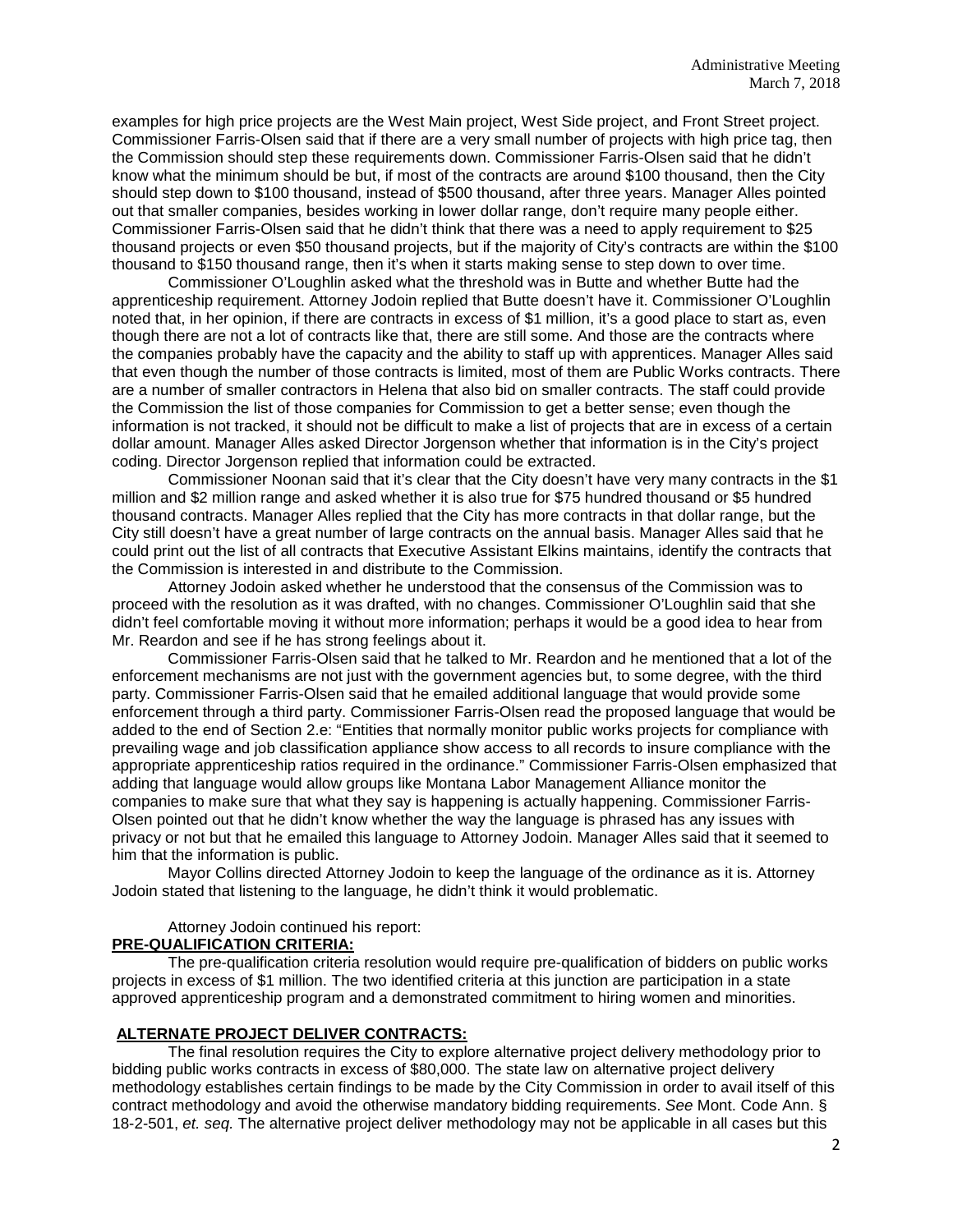examples for high price projects are the West Main project, West Side project, and Front Street project. Commissioner Farris-Olsen said that if there are a very small number of projects with high price tag, then the Commission should step these requirements down. Commissioner Farris-Olsen said that he didn't know what the minimum should be but, if most of the contracts are around $100 thousand, then the City should step down to $100 thousand, instead of $500 thousand, after three years. Manager Alles pointed out that smaller companies, besides working in lower dollar range, don't require many people either. Commissioner Farris-Olsen said that he didn't think that there was a need to apply requirement to $25 thousand projects or even $50 thousand projects, but if the majority of City's contracts are within the $100 thousand to $150 thousand range, then it's when it starts making sense to step down to over time.

Commissioner O'Loughlin asked what the threshold was in Butte and whether Butte had the apprenticeship requirement. Attorney Jodoin replied that Butte doesn't have it. Commissioner O'Loughlin noted that, in her opinion, if there are contracts in excess of $1 million, it's a good place to start as, even though there are not a lot of contracts like that, there are still some. And those are the contracts where the companies probably have the capacity and the ability to staff up with apprentices. Manager Alles said that even though the number of those contracts is limited, most of them are Public Works contracts. There are a number of smaller contractors in Helena that also bid on smaller contracts. The staff could provide the Commission the list of those companies for Commission to get a better sense; even though the information is not tracked, it should not be difficult to make a list of projects that are in excess of a certain dollar amount. Manager Alles asked Director Jorgenson whether that information is in the City's project coding. Director Jorgenson replied that information could be extracted.

Commissioner Noonan said that it's clear that the City doesn't have very many contracts in the $1 million and $2 million range and asked whether it is also true for $75 hundred thousand or $5 hundred thousand contracts. Manager Alles replied that the City has more contracts in that dollar range, but the City still doesn't have a great number of large contracts on the annual basis. Manager Alles said that he could print out the list of all contracts that Executive Assistant Elkins maintains, identify the contracts that the Commission is interested in and distribute to the Commission.

Attorney Jodoin asked whether he understood that the consensus of the Commission was to proceed with the resolution as it was drafted, with no changes. Commissioner O'Loughlin said that she didn't feel comfortable moving it without more information; perhaps it would be a good idea to hear from Mr. Reardon and see if he has strong feelings about it.

Commissioner Farris-Olsen said that he talked to Mr. Reardon and he mentioned that a lot of the enforcement mechanisms are not just with the government agencies but, to some degree, with the third party. Commissioner Farris-Olsen said that he emailed additional language that would provide some enforcement through a third party. Commissioner Farris-Olsen read the proposed language that would be added to the end of Section 2.e: "Entities that normally monitor public works projects for compliance with prevailing wage and job classification appliance show access to all records to insure compliance with the appropriate apprenticeship ratios required in the ordinance." Commissioner Farris-Olsen emphasized that adding that language would allow groups like Montana Labor Management Alliance monitor the companies to make sure that what they say is happening is actually happening. Commissioner Farris-Olsen pointed out that he didn't know whether the way the language is phrased has any issues with privacy or not but that he emailed this language to Attorney Jodoin. Manager Alles said that it seemed to him that the information is public.

Mayor Collins directed Attorney Jodoin to keep the language of the ordinance as it is. Attorney Jodoin stated that listening to the language, he didn't think it would problematic.

Attorney Jodoin continued his report:

**PRE-QUALIFICATION CRITERIA:**

The pre-qualification criteria resolution would require pre-qualification of bidders on public works projects in excess of $1 million. The two identified criteria at this junction are participation in a state approved apprenticeship program and a demonstrated commitment to hiring women and minorities.

**ALTERNATE PROJECT DELIVER CONTRACTS:**

The final resolution requires the City to explore alternative project delivery methodology prior to bidding public works contracts in excess of $80,000. The state law on alternative project delivery methodology establishes certain findings to be made by the City Commission in order to avail itself of this contract methodology and avoid the otherwise mandatory bidding requirements. *See* Mont. Code Ann. § 18-2-501, *et. seq.* The alternative project deliver methodology may not be applicable in all cases but this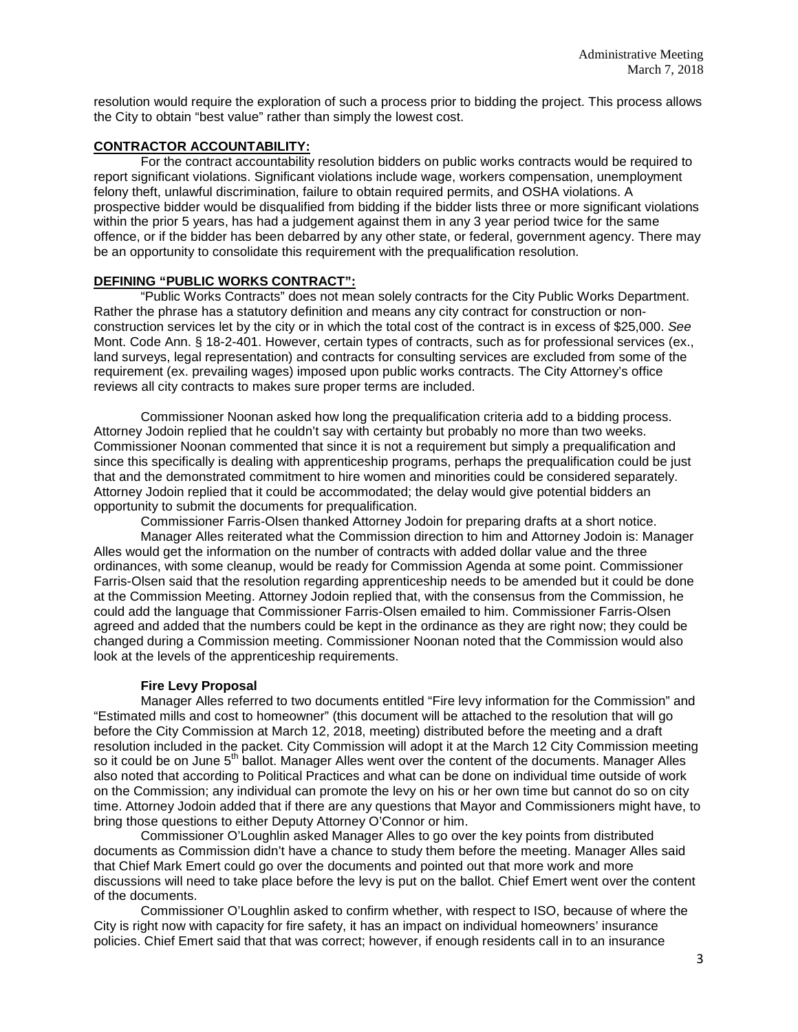resolution would require the exploration of such a process prior to bidding the project. This process allows the City to obtain "best value" rather than simply the lowest cost.

**CONTRACTOR ACCOUNTABILITY:**

For the contract accountability resolution bidders on public works contracts would be required to report significant violations. Significant violations include wage, workers compensation, unemployment felony theft, unlawful discrimination, failure to obtain required permits, and OSHA violations. A prospective bidder would be disqualified from bidding if the bidder lists three or more significant violations within the prior 5 years, has had a judgement against them in any 3 year period twice for the same offence, or if the bidder has been debarred by any other state, or federal, government agency. There may be an opportunity to consolidate this requirement with the prequalification resolution.

**DEFINING "PUBLIC WORKS CONTRACT":**

"Public Works Contracts" does not mean solely contracts for the City Public Works Department. Rather the phrase has a statutory definition and means any city contract for construction or non-construction services let by the city or in which the total cost of the contract is in excess of $25,000. *See* Mont. Code Ann. § 18-2-401. However, certain types of contracts, such as for professional services (ex., land surveys, legal representation) and contracts for consulting services are excluded from some of the requirement (ex. prevailing wages) imposed upon public works contracts. The City Attorney's office reviews all city contracts to makes sure proper terms are included.

Commissioner Noonan asked how long the prequalification criteria add to a bidding process. Attorney Jodoin replied that he couldn't say with certainty but probably no more than two weeks. Commissioner Noonan commented that since it is not a requirement but simply a prequalification and since this specifically is dealing with apprenticeship programs, perhaps the prequalification could be just that and the demonstrated commitment to hire women and minorities could be considered separately. Attorney Jodoin replied that it could be accommodated; the delay would give potential bidders an opportunity to submit the documents for prequalification.

Commissioner Farris-Olsen thanked Attorney Jodoin for preparing drafts at a short notice.

Manager Alles reiterated what the Commission direction to him and Attorney Jodoin is: Manager Alles would get the information on the number of contracts with added dollar value and the three ordinances, with some cleanup, would be ready for Commission Agenda at some point. Commissioner Farris-Olsen said that the resolution regarding apprenticeship needs to be amended but it could be done at the Commission Meeting. Attorney Jodoin replied that, with the consensus from the Commission, he could add the language that Commissioner Farris-Olsen emailed to him. Commissioner Farris-Olsen agreed and added that the numbers could be kept in the ordinance as they are right now; they could be changed during a Commission meeting. Commissioner Noonan noted that the Commission would also look at the levels of the apprenticeship requirements.

**Fire Levy Proposal**

Manager Alles referred to two documents entitled "Fire levy information for the Commission" and "Estimated mills and cost to homeowner" (this document will be attached to the resolution that will go before the City Commission at March 12, 2018, meeting) distributed before the meeting and a draft resolution included in the packet. City Commission will adopt it at the March 12 City Commission meeting so it could be on June 5th ballot. Manager Alles went over the content of the documents. Manager Alles also noted that according to Political Practices and what can be done on individual time outside of work on the Commission; any individual can promote the levy on his or her own time but cannot do so on city time. Attorney Jodoin added that if there are any questions that Mayor and Commissioners might have, to bring those questions to either Deputy Attorney O'Connor or him.

Commissioner O'Loughlin asked Manager Alles to go over the key points from distributed documents as Commission didn't have a chance to study them before the meeting. Manager Alles said that Chief Mark Emert could go over the documents and pointed out that more work and more discussions will need to take place before the levy is put on the ballot. Chief Emert went over the content of the documents.

Commissioner O'Loughlin asked to confirm whether, with respect to ISO, because of where the City is right now with capacity for fire safety, it has an impact on individual homeowners' insurance policies. Chief Emert said that that was correct; however, if enough residents call in to an insurance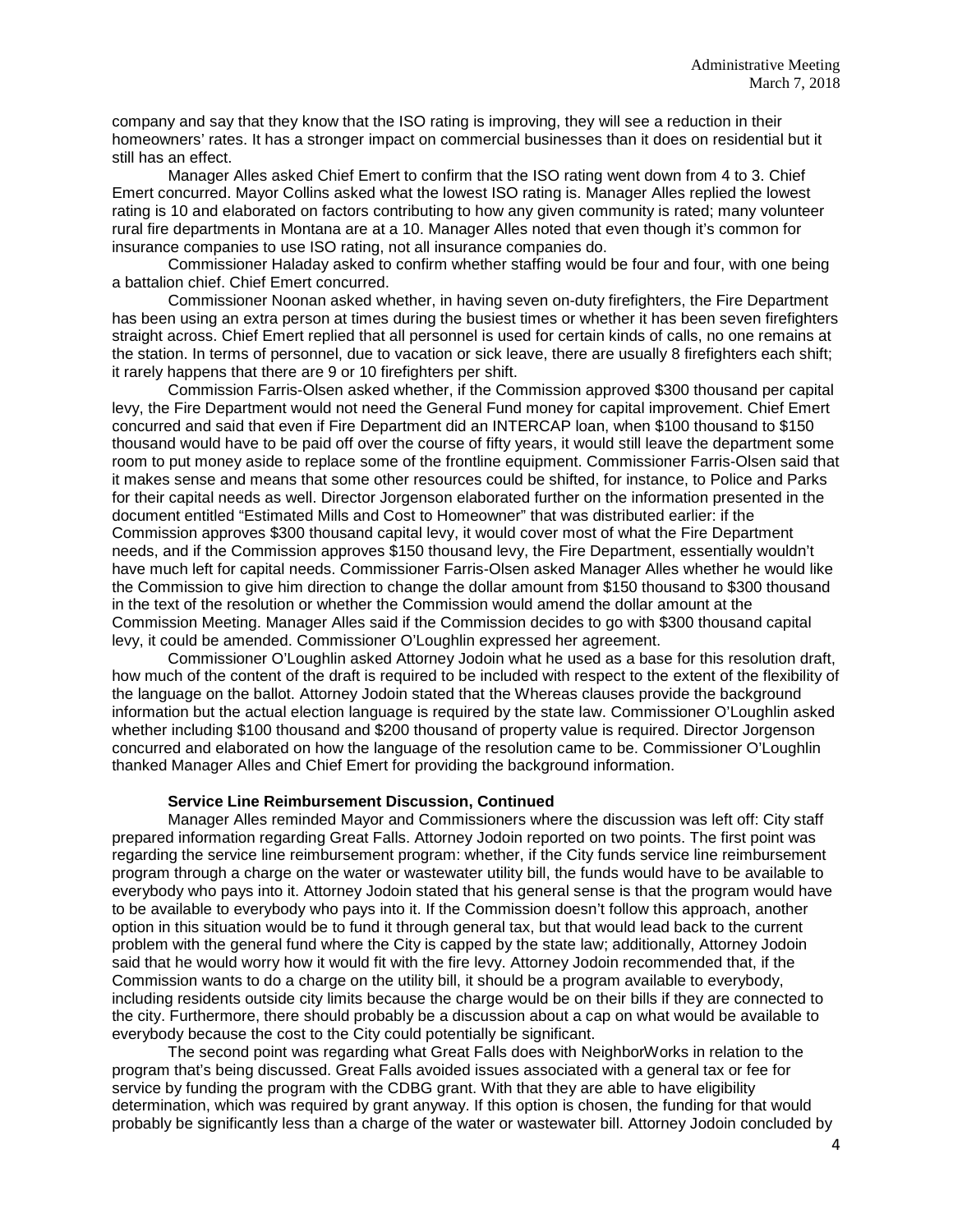company and say that they know that the ISO rating is improving, they will see a reduction in their homeowners' rates. It has a stronger impact on commercial businesses than it does on residential but it still has an effect.

Manager Alles asked Chief Emert to confirm that the ISO rating went down from 4 to 3. Chief Emert concurred. Mayor Collins asked what the lowest ISO rating is. Manager Alles replied the lowest rating is 10 and elaborated on factors contributing to how any given community is rated; many volunteer rural fire departments in Montana are at a 10. Manager Alles noted that even though it's common for insurance companies to use ISO rating, not all insurance companies do.

Commissioner Haladay asked to confirm whether staffing would be four and four, with one being a battalion chief. Chief Emert concurred.

Commissioner Noonan asked whether, in having seven on-duty firefighters, the Fire Department has been using an extra person at times during the busiest times or whether it has been seven firefighters straight across. Chief Emert replied that all personnel is used for certain kinds of calls, no one remains at the station. In terms of personnel, due to vacation or sick leave, there are usually 8 firefighters each shift; it rarely happens that there are 9 or 10 firefighters per shift.

Commission Farris-Olsen asked whether, if the Commission approved $300 thousand per capital levy, the Fire Department would not need the General Fund money for capital improvement. Chief Emert concurred and said that even if Fire Department did an INTERCAP loan, when $100 thousand to $150 thousand would have to be paid off over the course of fifty years, it would still leave the department some room to put money aside to replace some of the frontline equipment. Commissioner Farris-Olsen said that it makes sense and means that some other resources could be shifted, for instance, to Police and Parks for their capital needs as well. Director Jorgenson elaborated further on the information presented in the document entitled "Estimated Mills and Cost to Homeowner" that was distributed earlier: if the Commission approves $300 thousand capital levy, it would cover most of what the Fire Department needs, and if the Commission approves $150 thousand levy, the Fire Department, essentially wouldn't have much left for capital needs. Commissioner Farris-Olsen asked Manager Alles whether he would like the Commission to give him direction to change the dollar amount from $150 thousand to $300 thousand in the text of the resolution or whether the Commission would amend the dollar amount at the Commission Meeting. Manager Alles said if the Commission decides to go with $300 thousand capital levy, it could be amended. Commissioner O'Loughlin expressed her agreement.

Commissioner O'Loughlin asked Attorney Jodoin what he used as a base for this resolution draft, how much of the content of the draft is required to be included with respect to the extent of the flexibility of the language on the ballot. Attorney Jodoin stated that the Whereas clauses provide the background information but the actual election language is required by the state law. Commissioner O'Loughlin asked whether including $100 thousand and $200 thousand of property value is required. Director Jorgenson concurred and elaborated on how the language of the resolution came to be. Commissioner O'Loughlin thanked Manager Alles and Chief Emert for providing the background information.

**Service Line Reimbursement Discussion, Continued**

Manager Alles reminded Mayor and Commissioners where the discussion was left off: City staff prepared information regarding Great Falls. Attorney Jodoin reported on two points. The first point was regarding the service line reimbursement program: whether, if the City funds service line reimbursement program through a charge on the water or wastewater utility bill, the funds would have to be available to everybody who pays into it. Attorney Jodoin stated that his general sense is that the program would have to be available to everybody who pays into it. If the Commission doesn't follow this approach, another option in this situation would be to fund it through general tax, but that would lead back to the current problem with the general fund where the City is capped by the state law; additionally, Attorney Jodoin said that he would worry how it would fit with the fire levy. Attorney Jodoin recommended that, if the Commission wants to do a charge on the utility bill, it should be a program available to everybody, including residents outside city limits because the charge would be on their bills if they are connected to the city. Furthermore, there should probably be a discussion about a cap on what would be available to everybody because the cost to the City could potentially be significant.

The second point was regarding what Great Falls does with NeighborWorks in relation to the program that's being discussed. Great Falls avoided issues associated with a general tax or fee for service by funding the program with the CDBG grant. With that they are able to have eligibility determination, which was required by grant anyway. If this option is chosen, the funding for that would probably be significantly less than a charge of the water or wastewater bill. Attorney Jodoin concluded by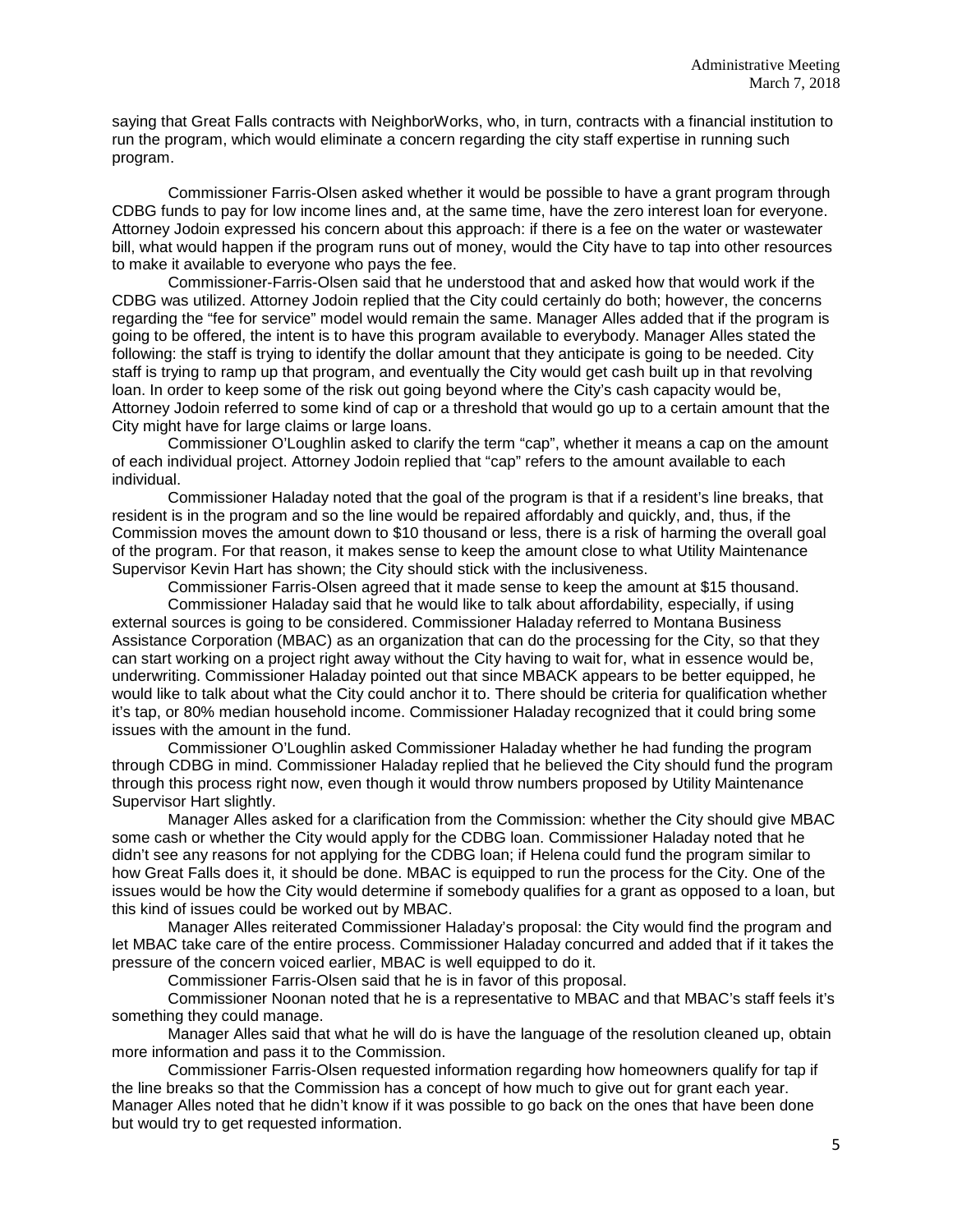saying that Great Falls contracts with NeighborWorks, who, in turn, contracts with a financial institution to run the program, which would eliminate a concern regarding the city staff expertise in running such program.

Commissioner Farris-Olsen asked whether it would be possible to have a grant program through CDBG funds to pay for low income lines and, at the same time, have the zero interest loan for everyone. Attorney Jodoin expressed his concern about this approach: if there is a fee on the water or wastewater bill, what would happen if the program runs out of money, would the City have to tap into other resources to make it available to everyone who pays the fee.

Commissioner-Farris-Olsen said that he understood that and asked how that would work if the CDBG was utilized. Attorney Jodoin replied that the City could certainly do both; however, the concerns regarding the "fee for service" model would remain the same. Manager Alles added that if the program is going to be offered, the intent is to have this program available to everybody. Manager Alles stated the following: the staff is trying to identify the dollar amount that they anticipate is going to be needed. City staff is trying to ramp up that program, and eventually the City would get cash built up in that revolving loan. In order to keep some of the risk out going beyond where the City's cash capacity would be, Attorney Jodoin referred to some kind of cap or a threshold that would go up to a certain amount that the City might have for large claims or large loans.

Commissioner O'Loughlin asked to clarify the term "cap", whether it means a cap on the amount of each individual project. Attorney Jodoin replied that "cap" refers to the amount available to each individual.

Commissioner Haladay noted that the goal of the program is that if a resident's line breaks, that resident is in the program and so the line would be repaired affordably and quickly, and, thus, if the Commission moves the amount down to $10 thousand or less, there is a risk of harming the overall goal of the program. For that reason, it makes sense to keep the amount close to what Utility Maintenance Supervisor Kevin Hart has shown; the City should stick with the inclusiveness.

Commissioner Farris-Olsen agreed that it made sense to keep the amount at $15 thousand.

Commissioner Haladay said that he would like to talk about affordability, especially, if using external sources is going to be considered. Commissioner Haladay referred to Montana Business Assistance Corporation (MBAC) as an organization that can do the processing for the City, so that they can start working on a project right away without the City having to wait for, what in essence would be, underwriting. Commissioner Haladay pointed out that since MBACK appears to be better equipped, he would like to talk about what the City could anchor it to. There should be criteria for qualification whether it's tap, or 80% median household income. Commissioner Haladay recognized that it could bring some issues with the amount in the fund.

Commissioner O'Loughlin asked Commissioner Haladay whether he had funding the program through CDBG in mind. Commissioner Haladay replied that he believed the City should fund the program through this process right now, even though it would throw numbers proposed by Utility Maintenance Supervisor Hart slightly.

Manager Alles asked for a clarification from the Commission: whether the City should give MBAC some cash or whether the City would apply for the CDBG loan. Commissioner Haladay noted that he didn't see any reasons for not applying for the CDBG loan; if Helena could fund the program similar to how Great Falls does it, it should be done. MBAC is equipped to run the process for the City. One of the issues would be how the City would determine if somebody qualifies for a grant as opposed to a loan, but this kind of issues could be worked out by MBAC.

Manager Alles reiterated Commissioner Haladay's proposal: the City would find the program and let MBAC take care of the entire process. Commissioner Haladay concurred and added that if it takes the pressure of the concern voiced earlier, MBAC is well equipped to do it.

Commissioner Farris-Olsen said that he is in favor of this proposal.

Commissioner Noonan noted that he is a representative to MBAC and that MBAC's staff feels it's something they could manage.

Manager Alles said that what he will do is have the language of the resolution cleaned up, obtain more information and pass it to the Commission.

Commissioner Farris-Olsen requested information regarding how homeowners qualify for tap if the line breaks so that the Commission has a concept of how much to give out for grant each year. Manager Alles noted that he didn't know if it was possible to go back on the ones that have been done but would try to get requested information.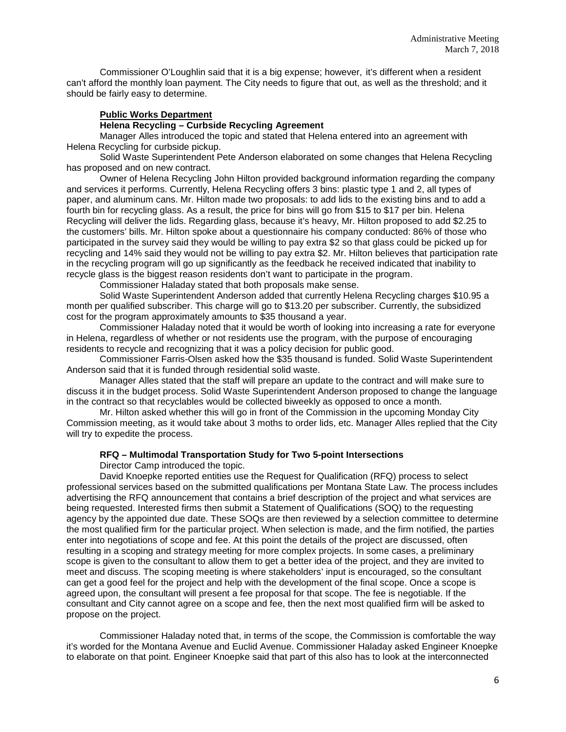Commissioner O'Loughlin said that it is a big expense; however, it's different when a resident can't afford the monthly loan payment. The City needs to figure that out, as well as the threshold; and it should be fairly easy to determine.

**Public Works Department**

**Helena Recycling – Curbside Recycling Agreement**

Manager Alles introduced the topic and stated that Helena entered into an agreement with Helena Recycling for curbside pickup.

Solid Waste Superintendent Pete Anderson elaborated on some changes that Helena Recycling has proposed and on new contract.

Owner of Helena Recycling John Hilton provided background information regarding the company and services it performs. Currently, Helena Recycling offers 3 bins: plastic type 1 and 2, all types of paper, and aluminum cans. Mr. Hilton made two proposals: to add lids to the existing bins and to add a fourth bin for recycling glass. As a result, the price for bins will go from $15 to $17 per bin. Helena Recycling will deliver the lids. Regarding glass, because it's heavy, Mr. Hilton proposed to add $2.25 to the customers' bills. Mr. Hilton spoke about a questionnaire his company conducted: 86% of those who participated in the survey said they would be willing to pay extra $2 so that glass could be picked up for recycling and 14% said they would not be willing to pay extra $2. Mr. Hilton believes that participation rate in the recycling program will go up significantly as the feedback he received indicated that inability to recycle glass is the biggest reason residents don't want to participate in the program.

Commissioner Haladay stated that both proposals make sense.

Solid Waste Superintendent Anderson added that currently Helena Recycling charges $10.95 a month per qualified subscriber. This charge will go to $13.20 per subscriber. Currently, the subsidized cost for the program approximately amounts to $35 thousand a year.

Commissioner Haladay noted that it would be worth of looking into increasing a rate for everyone in Helena, regardless of whether or not residents use the program, with the purpose of encouraging residents to recycle and recognizing that it was a policy decision for public good.

Commissioner Farris-Olsen asked how the $35 thousand is funded. Solid Waste Superintendent Anderson said that it is funded through residential solid waste.

Manager Alles stated that the staff will prepare an update to the contract and will make sure to discuss it in the budget process. Solid Waste Superintendent Anderson proposed to change the language in the contract so that recyclables would be collected biweekly as opposed to once a month.

Mr. Hilton asked whether this will go in front of the Commission in the upcoming Monday City Commission meeting, as it would take about 3 moths to order lids, etc. Manager Alles replied that the City will try to expedite the process.

**RFQ – Multimodal Transportation Study for Two 5-point Intersections**

Director Camp introduced the topic.

David Knoepke reported entities use the Request for Qualification (RFQ) process to select professional services based on the submitted qualifications per Montana State Law. The process includes advertising the RFQ announcement that contains a brief description of the project and what services are being requested. Interested firms then submit a Statement of Qualifications (SOQ) to the requesting agency by the appointed due date. These SOQs are then reviewed by a selection committee to determine the most qualified firm for the particular project. When selection is made, and the firm notified, the parties enter into negotiations of scope and fee. At this point the details of the project are discussed, often resulting in a scoping and strategy meeting for more complex projects. In some cases, a preliminary scope is given to the consultant to allow them to get a better idea of the project, and they are invited to meet and discuss. The scoping meeting is where stakeholders' input is encouraged, so the consultant can get a good feel for the project and help with the development of the final scope. Once a scope is agreed upon, the consultant will present a fee proposal for that scope. The fee is negotiable. If the consultant and City cannot agree on a scope and fee, then the next most qualified firm will be asked to propose on the project.

Commissioner Haladay noted that, in terms of the scope, the Commission is comfortable the way it's worded for the Montana Avenue and Euclid Avenue. Commissioner Haladay asked Engineer Knoepke to elaborate on that point. Engineer Knoepke said that part of this also has to look at the interconnected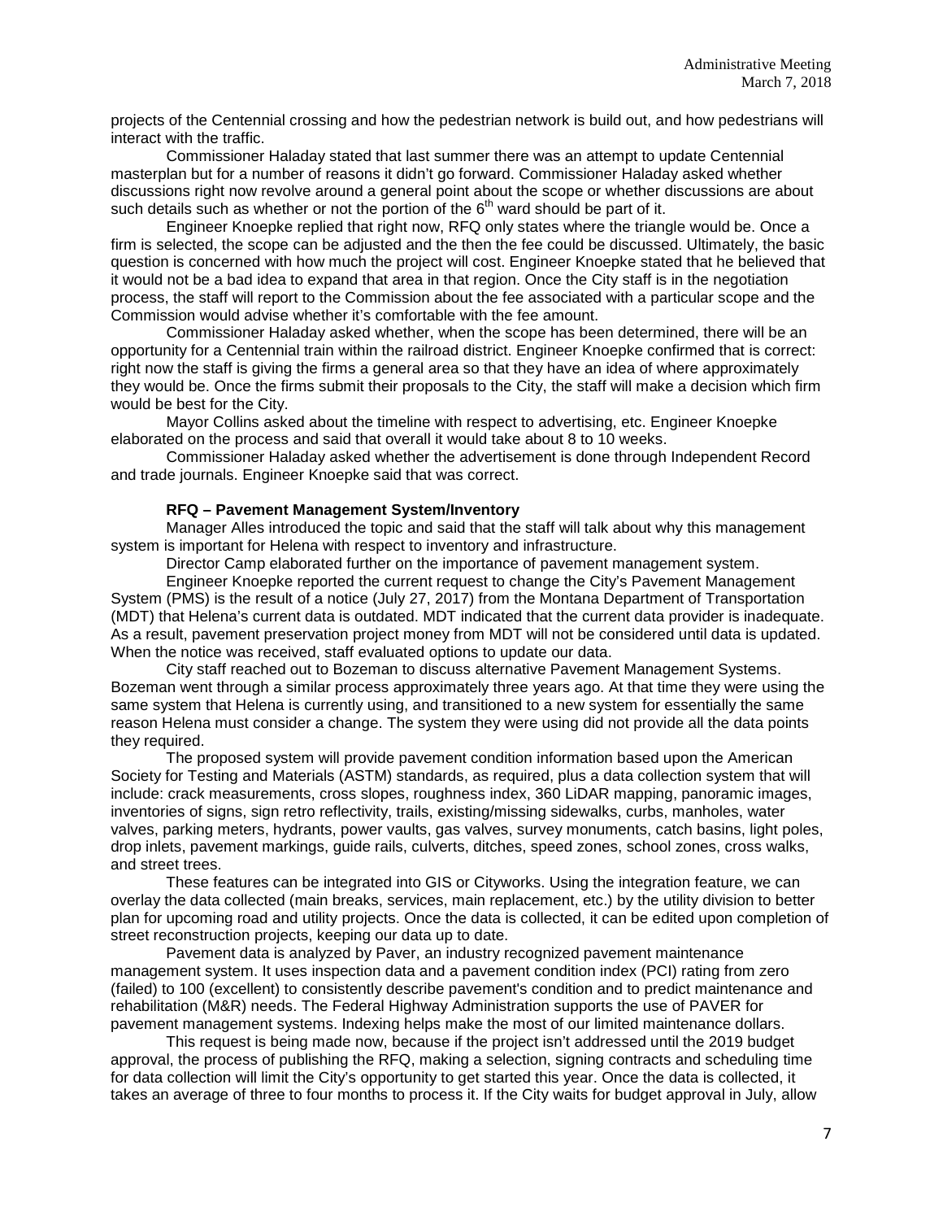projects of the Centennial crossing and how the pedestrian network is build out, and how pedestrians will interact with the traffic.

Commissioner Haladay stated that last summer there was an attempt to update Centennial masterplan but for a number of reasons it didn't go forward. Commissioner Haladay asked whether discussions right now revolve around a general point about the scope or whether discussions are about such details such as whether or not the portion of the 6th ward should be part of it.

Engineer Knoepke replied that right now, RFQ only states where the triangle would be. Once a firm is selected, the scope can be adjusted and the then the fee could be discussed. Ultimately, the basic question is concerned with how much the project will cost. Engineer Knoepke stated that he believed that it would not be a bad idea to expand that area in that region. Once the City staff is in the negotiation process, the staff will report to the Commission about the fee associated with a particular scope and the Commission would advise whether it's comfortable with the fee amount.

Commissioner Haladay asked whether, when the scope has been determined, there will be an opportunity for a Centennial train within the railroad district. Engineer Knoepke confirmed that is correct: right now the staff is giving the firms a general area so that they have an idea of where approximately they would be. Once the firms submit their proposals to the City, the staff will make a decision which firm would be best for the City.

Mayor Collins asked about the timeline with respect to advertising, etc. Engineer Knoepke elaborated on the process and said that overall it would take about 8 to 10 weeks.

Commissioner Haladay asked whether the advertisement is done through Independent Record and trade journals. Engineer Knoepke said that was correct.

**RFQ – Pavement Management System/Inventory**

Manager Alles introduced the topic and said that the staff will talk about why this management system is important for Helena with respect to inventory and infrastructure.

Director Camp elaborated further on the importance of pavement management system.

Engineer Knoepke reported the current request to change the City's Pavement Management System (PMS) is the result of a notice (July 27, 2017) from the Montana Department of Transportation (MDT) that Helena's current data is outdated. MDT indicated that the current data provider is inadequate. As a result, pavement preservation project money from MDT will not be considered until data is updated. When the notice was received, staff evaluated options to update our data.

City staff reached out to Bozeman to discuss alternative Pavement Management Systems. Bozeman went through a similar process approximately three years ago. At that time they were using the same system that Helena is currently using, and transitioned to a new system for essentially the same reason Helena must consider a change. The system they were using did not provide all the data points they required.

The proposed system will provide pavement condition information based upon the American Society for Testing and Materials (ASTM) standards, as required, plus a data collection system that will include: crack measurements, cross slopes, roughness index, 360 LiDAR mapping, panoramic images, inventories of signs, sign retro reflectivity, trails, existing/missing sidewalks, curbs, manholes, water valves, parking meters, hydrants, power vaults, gas valves, survey monuments, catch basins, light poles, drop inlets, pavement markings, guide rails, culverts, ditches, speed zones, school zones, cross walks, and street trees.

These features can be integrated into GIS or Cityworks. Using the integration feature, we can overlay the data collected (main breaks, services, main replacement, etc.) by the utility division to better plan for upcoming road and utility projects. Once the data is collected, it can be edited upon completion of street reconstruction projects, keeping our data up to date.

Pavement data is analyzed by Paver, an industry recognized pavement maintenance management system. It uses inspection data and a pavement condition index (PCI) rating from zero (failed) to 100 (excellent) to consistently describe pavement's condition and to predict maintenance and rehabilitation (M&R) needs. The Federal Highway Administration supports the use of PAVER for pavement management systems. Indexing helps make the most of our limited maintenance dollars.

This request is being made now, because if the project isn't addressed until the 2019 budget approval, the process of publishing the RFQ, making a selection, signing contracts and scheduling time for data collection will limit the City's opportunity to get started this year. Once the data is collected, it takes an average of three to four months to process it. If the City waits for budget approval in July, allow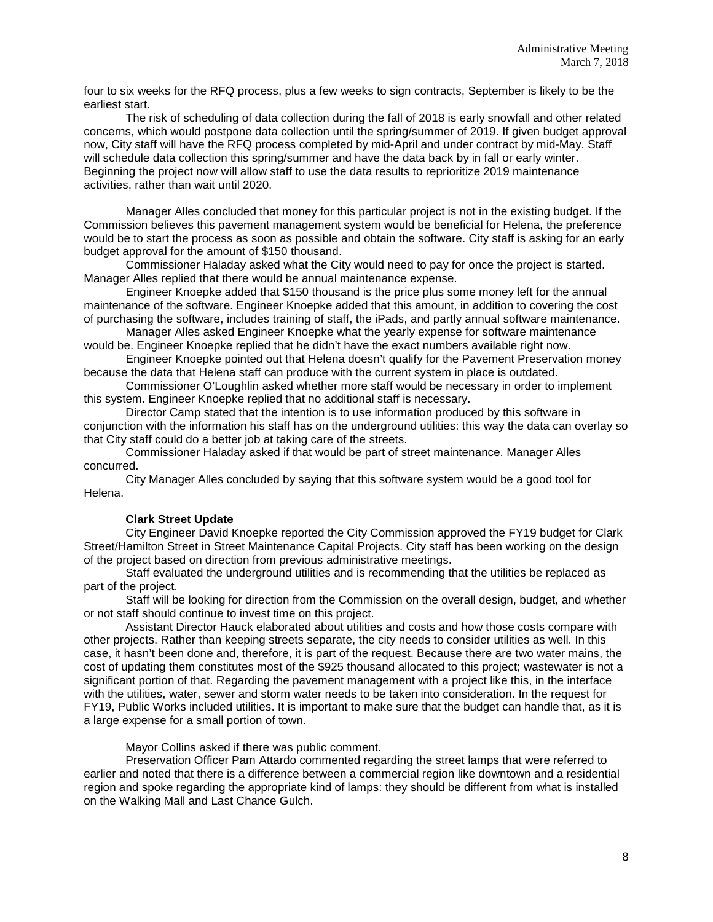four to six weeks for the RFQ process, plus a few weeks to sign contracts, September is likely to be the earliest start.

The risk of scheduling of data collection during the fall of 2018 is early snowfall and other related concerns, which would postpone data collection until the spring/summer of 2019. If given budget approval now, City staff will have the RFQ process completed by mid-April and under contract by mid-May. Staff will schedule data collection this spring/summer and have the data back by in fall or early winter. Beginning the project now will allow staff to use the data results to reprioritize 2019 maintenance activities, rather than wait until 2020.

Manager Alles concluded that money for this particular project is not in the existing budget. If the Commission believes this pavement management system would be beneficial for Helena, the preference would be to start the process as soon as possible and obtain the software. City staff is asking for an early budget approval for the amount of $150 thousand.

Commissioner Haladay asked what the City would need to pay for once the project is started. Manager Alles replied that there would be annual maintenance expense.

Engineer Knoepke added that $150 thousand is the price plus some money left for the annual maintenance of the software. Engineer Knoepke added that this amount, in addition to covering the cost of purchasing the software, includes training of staff, the iPads, and partly annual software maintenance.

Manager Alles asked Engineer Knoepke what the yearly expense for software maintenance would be. Engineer Knoepke replied that he didn't have the exact numbers available right now.

Engineer Knoepke pointed out that Helena doesn't qualify for the Pavement Preservation money because the data that Helena staff can produce with the current system in place is outdated.

Commissioner O'Loughlin asked whether more staff would be necessary in order to implement this system. Engineer Knoepke replied that no additional staff is necessary.

Director Camp stated that the intention is to use information produced by this software in conjunction with the information his staff has on the underground utilities: this way the data can overlay so that City staff could do a better job at taking care of the streets.

Commissioner Haladay asked if that would be part of street maintenance. Manager Alles concurred.

City Manager Alles concluded by saying that this software system would be a good tool for Helena.

**Clark Street Update**

City Engineer David Knoepke reported the City Commission approved the FY19 budget for Clark Street/Hamilton Street in Street Maintenance Capital Projects. City staff has been working on the design of the project based on direction from previous administrative meetings.

Staff evaluated the underground utilities and is recommending that the utilities be replaced as part of the project.

Staff will be looking for direction from the Commission on the overall design, budget, and whether or not staff should continue to invest time on this project.

Assistant Director Hauck elaborated about utilities and costs and how those costs compare with other projects. Rather than keeping streets separate, the city needs to consider utilities as well. In this case, it hasn't been done and, therefore, it is part of the request. Because there are two water mains, the cost of updating them constitutes most of the $925 thousand allocated to this project; wastewater is not a significant portion of that. Regarding the pavement management with a project like this, in the interface with the utilities, water, sewer and storm water needs to be taken into consideration. In the request for FY19, Public Works included utilities. It is important to make sure that the budget can handle that, as it is a large expense for a small portion of town.

Mayor Collins asked if there was public comment.

Preservation Officer Pam Attardo commented regarding the street lamps that were referred to earlier and noted that there is a difference between a commercial region like downtown and a residential region and spoke regarding the appropriate kind of lamps: they should be different from what is installed on the Walking Mall and Last Chance Gulch.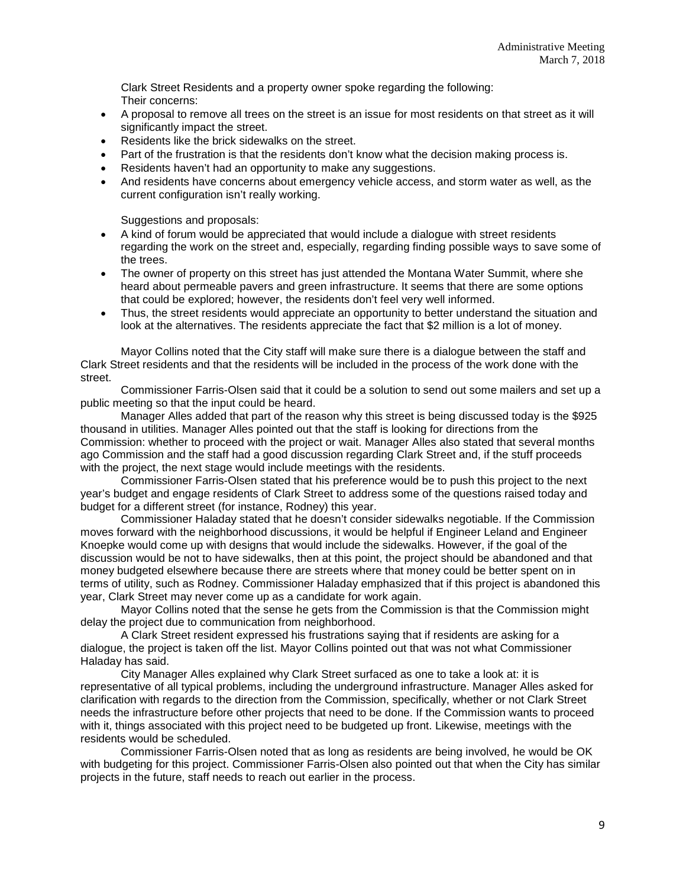Clark Street Residents and a property owner spoke regarding the following:
Their concerns:

- A proposal to remove all trees on the street is an issue for most residents on that street as it will significantly impact the street.
- Residents like the brick sidewalks on the street.
- Part of the frustration is that the residents don't know what the decision making process is.
- Residents haven't had an opportunity to make any suggestions.
- And residents have concerns about emergency vehicle access, and storm water as well, as the current configuration isn't really working.

Suggestions and proposals:

- A kind of forum would be appreciated that would include a dialogue with street residents regarding the work on the street and, especially, regarding finding possible ways to save some of the trees.
- The owner of property on this street has just attended the Montana Water Summit, where she heard about permeable pavers and green infrastructure. It seems that there are some options that could be explored; however, the residents don't feel very well informed.
- Thus, the street residents would appreciate an opportunity to better understand the situation and look at the alternatives. The residents appreciate the fact that $2 million is a lot of money.

Mayor Collins noted that the City staff will make sure there is a dialogue between the staff and Clark Street residents and that the residents will be included in the process of the work done with the street.

Commissioner Farris-Olsen said that it could be a solution to send out some mailers and set up a public meeting so that the input could be heard.

Manager Alles added that part of the reason why this street is being discussed today is the $925 thousand in utilities. Manager Alles pointed out that the staff is looking for directions from the Commission: whether to proceed with the project or wait. Manager Alles also stated that several months ago Commission and the staff had a good discussion regarding Clark Street and, if the stuff proceeds with the project, the next stage would include meetings with the residents.

Commissioner Farris-Olsen stated that his preference would be to push this project to the next year's budget and engage residents of Clark Street to address some of the questions raised today and budget for a different street (for instance, Rodney) this year.

Commissioner Haladay stated that he doesn't consider sidewalks negotiable. If the Commission moves forward with the neighborhood discussions, it would be helpful if Engineer Leland and Engineer Knoepke would come up with designs that would include the sidewalks. However, if the goal of the discussion would be not to have sidewalks, then at this point, the project should be abandoned and that money budgeted elsewhere because there are streets where that money could be better spent on in terms of utility, such as Rodney. Commissioner Haladay emphasized that if this project is abandoned this year, Clark Street may never come up as a candidate for work again.

Mayor Collins noted that the sense he gets from the Commission is that the Commission might delay the project due to communication from neighborhood.

A Clark Street resident expressed his frustrations saying that if residents are asking for a dialogue, the project is taken off the list. Mayor Collins pointed out that was not what Commissioner Haladay has said.

City Manager Alles explained why Clark Street surfaced as one to take a look at: it is representative of all typical problems, including the underground infrastructure. Manager Alles asked for clarification with regards to the direction from the Commission, specifically, whether or not Clark Street needs the infrastructure before other projects that need to be done. If the Commission wants to proceed with it, things associated with this project need to be budgeted up front. Likewise, meetings with the residents would be scheduled.

Commissioner Farris-Olsen noted that as long as residents are being involved, he would be OK with budgeting for this project. Commissioner Farris-Olsen also pointed out that when the City has similar projects in the future, staff needs to reach out earlier in the process.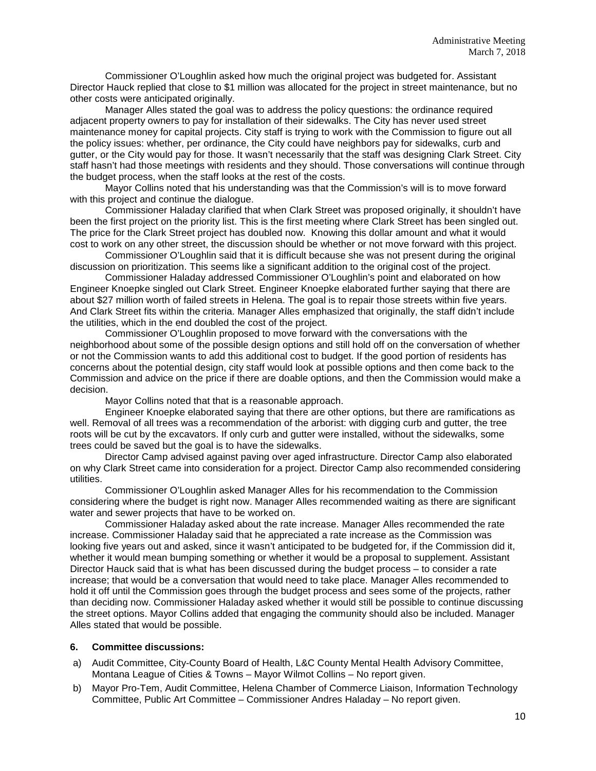Commissioner O'Loughlin asked how much the original project was budgeted for. Assistant Director Hauck replied that close to $1 million was allocated for the project in street maintenance, but no other costs were anticipated originally.

Manager Alles stated the goal was to address the policy questions: the ordinance required adjacent property owners to pay for installation of their sidewalks. The City has never used street maintenance money for capital projects. City staff is trying to work with the Commission to figure out all the policy issues: whether, per ordinance, the City could have neighbors pay for sidewalks, curb and gutter, or the City would pay for those. It wasn't necessarily that the staff was designing Clark Street. City staff hasn't had those meetings with residents and they should. Those conversations will continue through the budget process, when the staff looks at the rest of the costs.

Mayor Collins noted that his understanding was that the Commission's will is to move forward with this project and continue the dialogue.

Commissioner Haladay clarified that when Clark Street was proposed originally, it shouldn't have been the first project on the priority list. This is the first meeting where Clark Street has been singled out. The price for the Clark Street project has doubled now. Knowing this dollar amount and what it would cost to work on any other street, the discussion should be whether or not move forward with this project.

Commissioner O'Loughlin said that it is difficult because she was not present during the original discussion on prioritization. This seems like a significant addition to the original cost of the project.

Commissioner Haladay addressed Commissioner O'Loughlin's point and elaborated on how Engineer Knoepke singled out Clark Street. Engineer Knoepke elaborated further saying that there are about $27 million worth of failed streets in Helena. The goal is to repair those streets within five years. And Clark Street fits within the criteria. Manager Alles emphasized that originally, the staff didn't include the utilities, which in the end doubled the cost of the project.

Commissioner O'Loughlin proposed to move forward with the conversations with the neighborhood about some of the possible design options and still hold off on the conversation of whether or not the Commission wants to add this additional cost to budget. If the good portion of residents has concerns about the potential design, city staff would look at possible options and then come back to the Commission and advice on the price if there are doable options, and then the Commission would make a decision.

Mayor Collins noted that that is a reasonable approach.

Engineer Knoepke elaborated saying that there are other options, but there are ramifications as well. Removal of all trees was a recommendation of the arborist: with digging curb and gutter, the tree roots will be cut by the excavators. If only curb and gutter were installed, without the sidewalks, some trees could be saved but the goal is to have the sidewalks.

Director Camp advised against paving over aged infrastructure. Director Camp also elaborated on why Clark Street came into consideration for a project. Director Camp also recommended considering utilities.

Commissioner O'Loughlin asked Manager Alles for his recommendation to the Commission considering where the budget is right now. Manager Alles recommended waiting as there are significant water and sewer projects that have to be worked on.

Commissioner Haladay asked about the rate increase. Manager Alles recommended the rate increase. Commissioner Haladay said that he appreciated a rate increase as the Commission was looking five years out and asked, since it wasn't anticipated to be budgeted for, if the Commission did it, whether it would mean bumping something or whether it would be a proposal to supplement. Assistant Director Hauck said that is what has been discussed during the budget process – to consider a rate increase; that would be a conversation that would need to take place. Manager Alles recommended to hold it off until the Commission goes through the budget process and sees some of the projects, rather than deciding now. Commissioner Haladay asked whether it would still be possible to continue discussing the street options. Mayor Collins added that engaging the community should also be included. Manager Alles stated that would be possible.

**6. Committee discussions:**

a) Audit Committee, City-County Board of Health, L&C County Mental Health Advisory Committee, Montana League of Cities & Towns – Mayor Wilmot Collins – No report given.

b) Mayor Pro-Tem, Audit Committee, Helena Chamber of Commerce Liaison, Information Technology Committee, Public Art Committee – Commissioner Andres Haladay – No report given.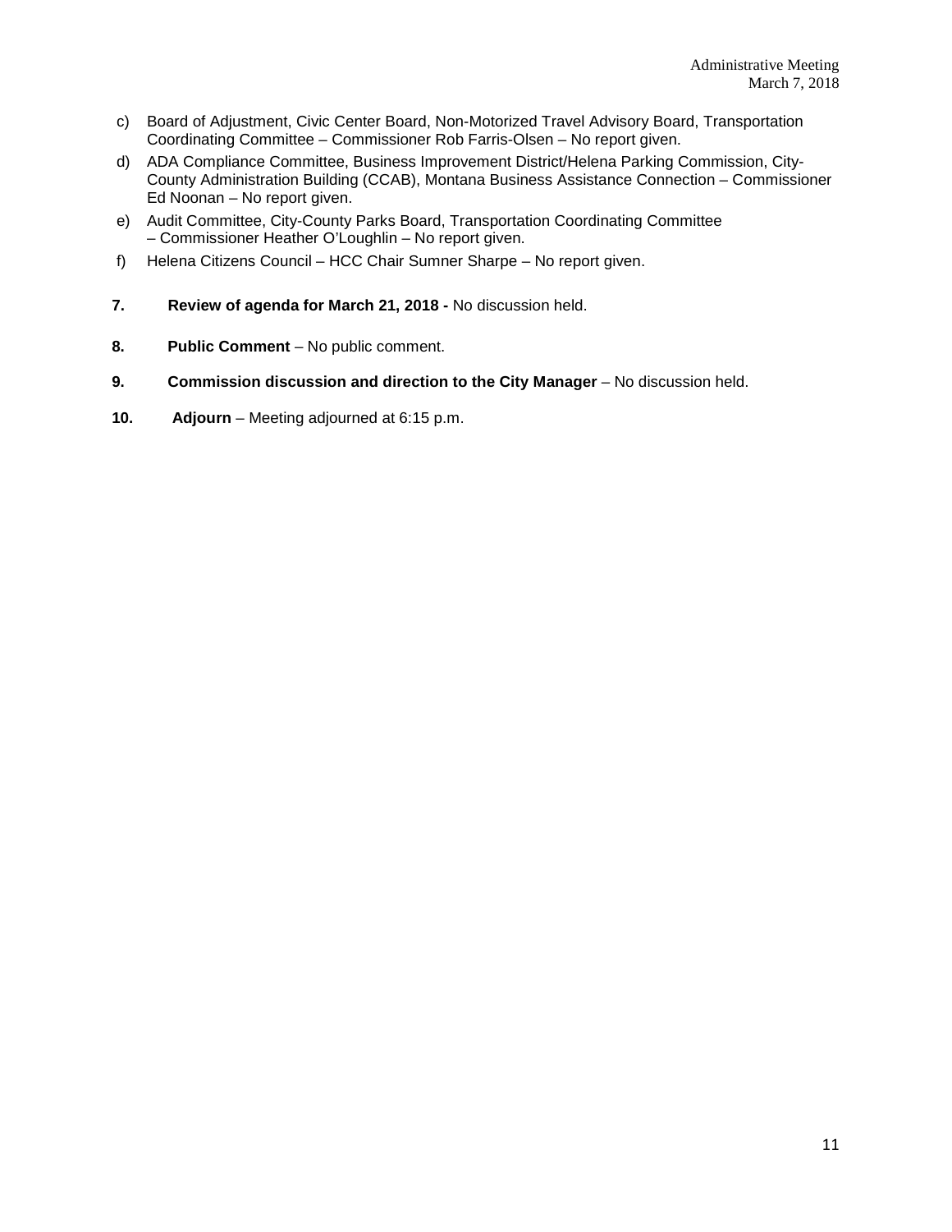c) Board of Adjustment, Civic Center Board, Non-Motorized Travel Advisory Board, Transportation Coordinating Committee – Commissioner Rob Farris-Olsen – No report given.

d) ADA Compliance Committee, Business Improvement District/Helena Parking Commission, City-County Administration Building (CCAB), Montana Business Assistance Connection – Commissioner Ed Noonan – No report given.

e) Audit Committee, City-County Parks Board, Transportation Coordinating Committee – Commissioner Heather O'Loughlin – No report given.

f) Helena Citizens Council – HCC Chair Sumner Sharpe – No report given.

**7. Review of agenda for March 21, 2018 -** No discussion held.

**8. Public Comment** – No public comment.

**9. Commission discussion and direction to the City Manager** – No discussion held.

**10. Adjourn** – Meeting adjourned at 6:15 p.m.